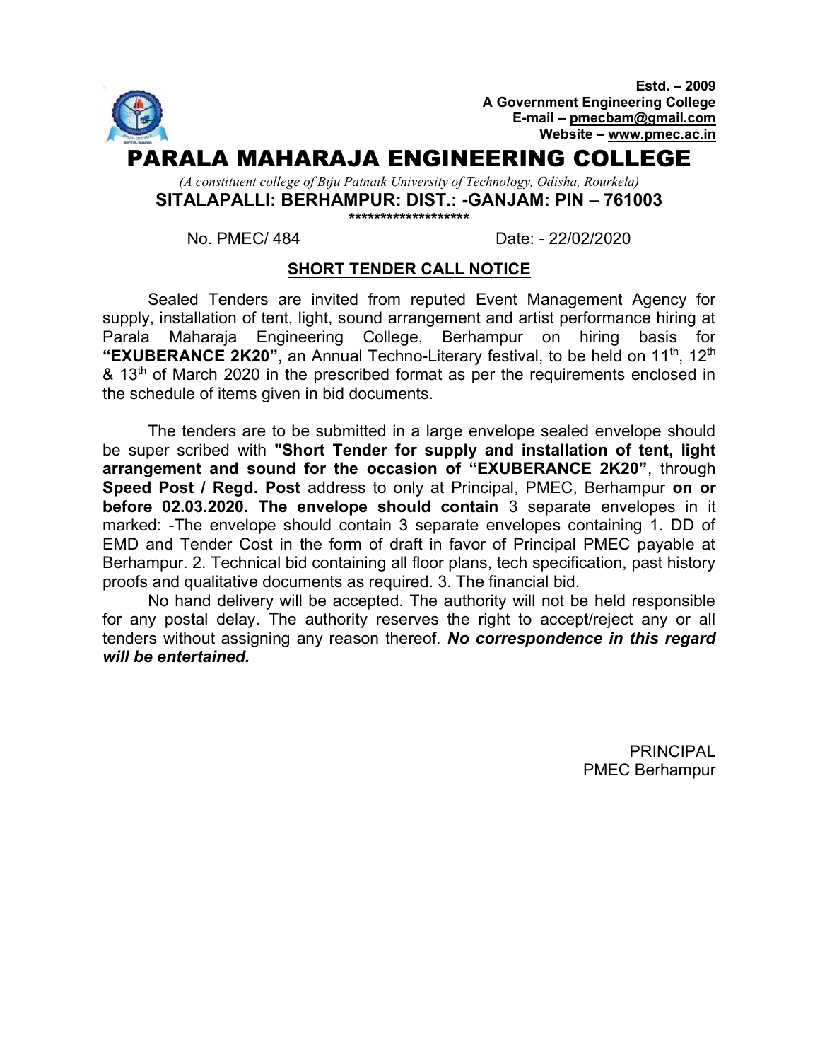**Estd. – 2009**
**A Government Engineering College**
**E-mail – pmecbam@gmail.com**
**Website – www.pmec.ac.in**

# PARALA MAHARAJA ENGINEERING COLLEGE

*(A constituent college of Biju Patnaik University of Technology, Odisha, Rourkela)*

**SITALAPALLI: BERHAMPUR: DIST.: -GANJAM: PIN – 761003**

No. PMEC/ 484 Date: - 22/02/2020

## SHORT TENDER CALL NOTICE

Sealed Tenders are invited from reputed Event Management Agency for supply, installation of tent, light, sound arrangement and artist performance hiring at Parala Maharaja Engineering College, Berhampur on hiring basis for **"EXUBERANCE 2K20"**, an Annual Techno-Literary festival, to be held on 11th, 12th & 13th of March 2020 in the prescribed format as per the requirements enclosed in the schedule of items given in bid documents.

The tenders are to be submitted in a large envelope sealed envelope should be super scribed with **"Short Tender for supply and installation of tent, light arrangement and sound for the occasion of "EXUBERANCE 2K20"**, through **Speed Post / Regd. Post** address to only at Principal, PMEC, Berhampur **on or before 02.03.2020. The envelope should contain** 3 separate envelopes in it marked: -The envelope should contain 3 separate envelopes containing 1. DD of EMD and Tender Cost in the form of draft in favor of Principal PMEC payable at Berhampur. 2. Technical bid containing all floor plans, tech specification, past history proofs and qualitative documents as required. 3. The financial bid.

No hand delivery will be accepted. The authority will not be held responsible for any postal delay. The authority reserves the right to accept/reject any or all tenders without assigning any reason thereof. ***No correspondence in this regard will be entertained.***

PRINCIPAL
PMEC Berhampur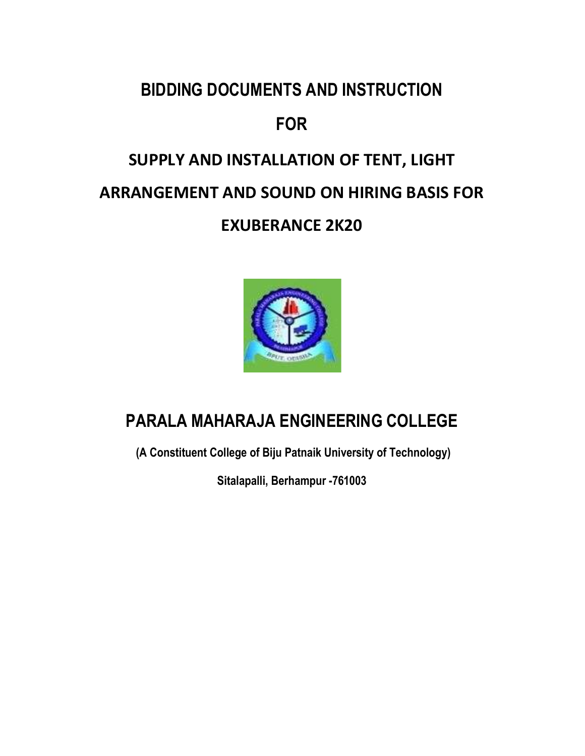# BIDDING DOCUMENTS AND INSTRUCTION

# FOR

# SUPPLY AND INSTALLATION OF TENT, LIGHT ARRANGEMENT AND SOUND ON HIRING BASIS FOR EXUBERANCE 2K20

# PARALA MAHARAJA ENGINEERING COLLEGE

**(A Constituent College of Biju Patnaik University of Technology)**

**Sitalapalli, Berhampur -761003**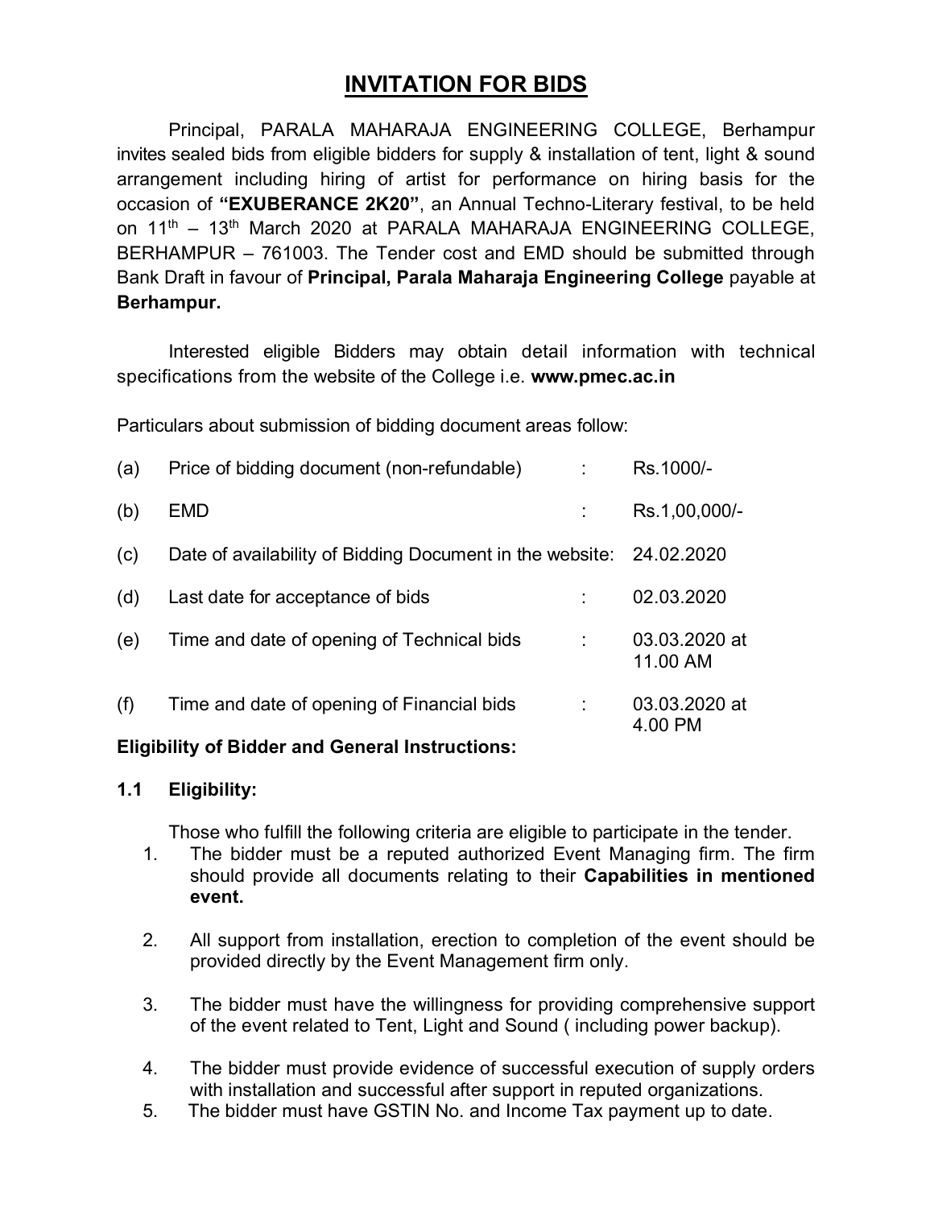# INVITATION FOR BIDS

Principal, PARALA MAHARAJA ENGINEERING COLLEGE, Berhampur invites sealed bids from eligible bidders for supply & installation of tent, light & sound arrangement including hiring of artist for performance on hiring basis for the occasion of **"EXUBERANCE 2K20"**, an Annual Techno-Literary festival, to be held on 11th – 13th March 2020 at PARALA MAHARAJA ENGINEERING COLLEGE, BERHAMPUR – 761003. The Tender cost and EMD should be submitted through Bank Draft in favour of **Principal, Parala Maharaja Engineering College** payable at **Berhampur.**

Interested eligible Bidders may obtain detail information with technical specifications from the website of the College i.e. **www.pmec.ac.in**

Particulars about submission of bidding document areas follow:

| | | | |
|---|---|---|---|
| (a) | Price of bidding document (non-refundable) | : | Rs.1000/- |
| (b) | EMD | : | Rs.1,00,000/- |
| (c) | Date of availability of Bidding Document in the website: | | 24.02.2020 |
| (d) | Last date for acceptance of bids | : | 02.03.2020 |
| (e) | Time and date of opening of Technical bids | : | 03.03.2020 at 11.00 AM |
| (f) | Time and date of opening of Financial bids | : | 03.03.2020 at 4.00 PM |

**Eligibility of Bidder and General Instructions:**

**1.1 Eligibility:**

Those who fulfill the following criteria are eligible to participate in the tender.

1. The bidder must be a reputed authorized Event Managing firm. The firm should provide all documents relating to their **Capabilities in mentioned event.**
2. All support from installation, erection to completion of the event should be provided directly by the Event Management firm only.
3. The bidder must have the willingness for providing comprehensive support of the event related to Tent, Light and Sound ( including power backup).
4. The bidder must provide evidence of successful execution of supply orders with installation and successful after support in reputed organizations.
5. The bidder must have GSTIN No. and Income Tax payment up to date.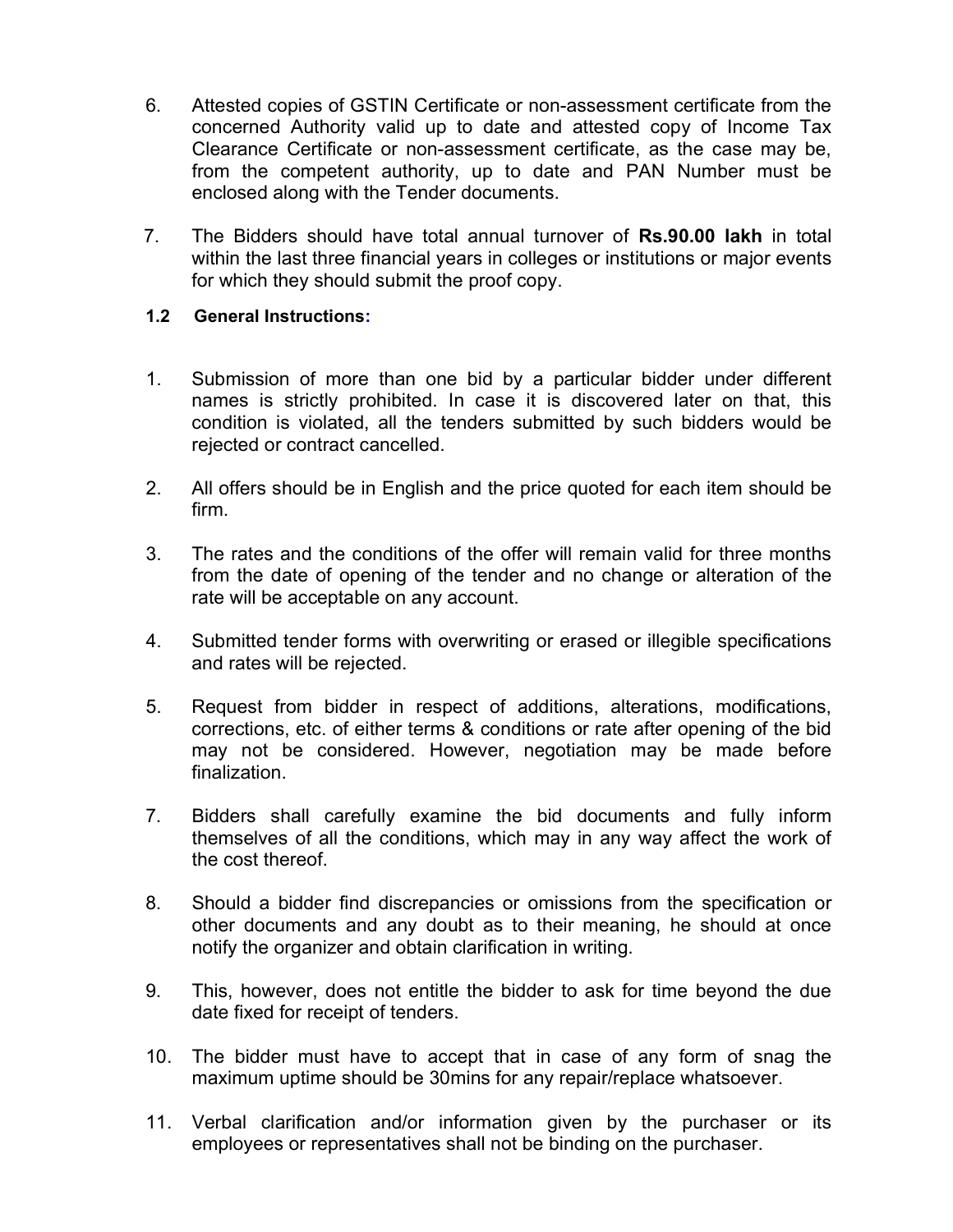6. Attested copies of GSTIN Certificate or non-assessment certificate from the concerned Authority valid up to date and attested copy of Income Tax Clearance Certificate or non-assessment certificate, as the case may be, from the competent authority, up to date and PAN Number must be enclosed along with the Tender documents.

7. The Bidders should have total annual turnover of **Rs.90.00 lakh** in total within the last three financial years in colleges or institutions or major events for which they should submit the proof copy.

### 1.2 General Instructions:

1. Submission of more than one bid by a particular bidder under different names is strictly prohibited. In case it is discovered later on that, this condition is violated, all the tenders submitted by such bidders would be rejected or contract cancelled.

2. All offers should be in English and the price quoted for each item should be firm.

3. The rates and the conditions of the offer will remain valid for three months from the date of opening of the tender and no change or alteration of the rate will be acceptable on any account.

4. Submitted tender forms with overwriting or erased or illegible specifications and rates will be rejected.

5. Request from bidder in respect of additions, alterations, modifications, corrections, etc. of either terms & conditions or rate after opening of the bid may not be considered. However, negotiation may be made before finalization.

7. Bidders shall carefully examine the bid documents and fully inform themselves of all the conditions, which may in any way affect the work of the cost thereof.

8. Should a bidder find discrepancies or omissions from the specification or other documents and any doubt as to their meaning, he should at once notify the organizer and obtain clarification in writing.

9. This, however, does not entitle the bidder to ask for time beyond the due date fixed for receipt of tenders.

10. The bidder must have to accept that in case of any form of snag the maximum uptime should be 30mins for any repair/replace whatsoever.

11. Verbal clarification and/or information given by the purchaser or its employees or representatives shall not be binding on the purchaser.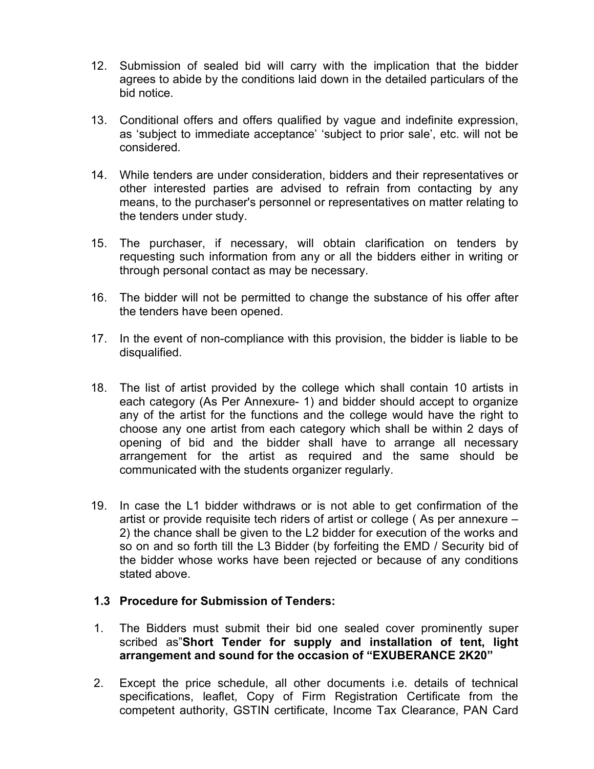12. Submission of sealed bid will carry with the implication that the bidder agrees to abide by the conditions laid down in the detailed particulars of the bid notice.

13. Conditional offers and offers qualified by vague and indefinite expression, as ‘subject to immediate acceptance’ ‘subject to prior sale’, etc. will not be considered.

14. While tenders are under consideration, bidders and their representatives or other interested parties are advised to refrain from contacting by any means, to the purchaser's personnel or representatives on matter relating to the tenders under study.

15. The purchaser, if necessary, will obtain clarification on tenders by requesting such information from any or all the bidders either in writing or through personal contact as may be necessary.

16. The bidder will not be permitted to change the substance of his offer after the tenders have been opened.

17. In the event of non-compliance with this provision, the bidder is liable to be disqualified.

18. The list of artist provided by the college which shall contain 10 artists in each category (As Per Annexure- 1) and bidder should accept to organize any of the artist for the functions and the college would have the right to choose any one artist from each category which shall be within 2 days of opening of bid and the bidder shall have to arrange all necessary arrangement for the artist as required and the same should be communicated with the students organizer regularly.

19. In case the L1 bidder withdraws or is not able to get confirmation of the artist or provide requisite tech riders of artist or college ( As per annexure – 2) the chance shall be given to the L2 bidder for execution of the works and so on and so forth till the L3 Bidder (by forfeiting the EMD / Security bid of the bidder whose works have been rejected or because of any conditions stated above.

### 1.3 Procedure for Submission of Tenders:

1. The Bidders must submit their bid one sealed cover prominently super scribed as”**Short Tender for supply and installation of tent, light arrangement and sound for the occasion of “EXUBERANCE 2K20”**

2. Except the price schedule, all other documents i.e. details of technical specifications, leaflet, Copy of Firm Registration Certificate from the competent authority, GSTIN certificate, Income Tax Clearance, PAN Card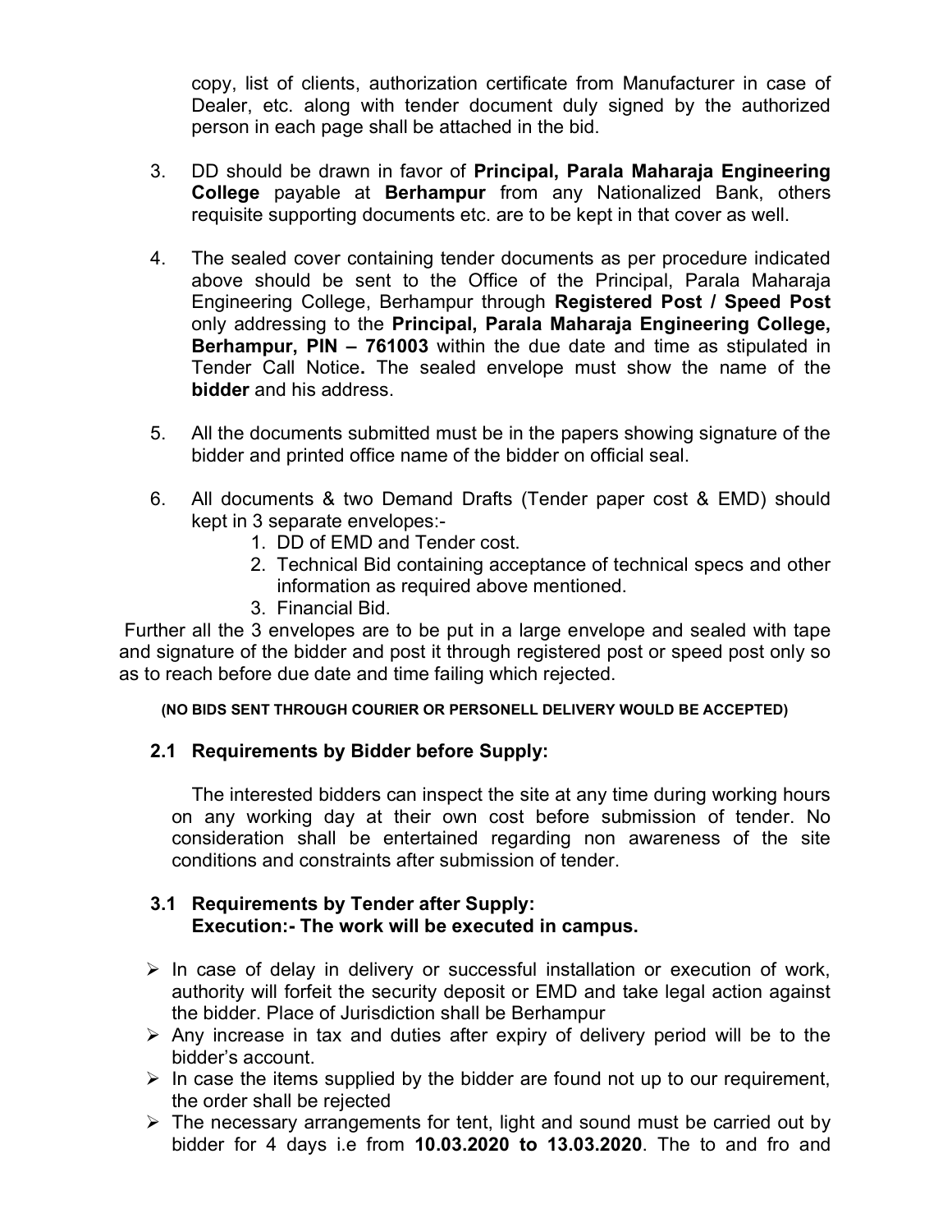copy, list of clients, authorization certificate from Manufacturer in case of Dealer, etc. along with tender document duly signed by the authorized person in each page shall be attached in the bid.

3. DD should be drawn in favor of **Principal, Parala Maharaja Engineering College** payable at **Berhampur** from any Nationalized Bank, others requisite supporting documents etc. are to be kept in that cover as well.

4. The sealed cover containing tender documents as per procedure indicated above should be sent to the Office of the Principal, Parala Maharaja Engineering College, Berhampur through **Registered Post / Speed Post** only addressing to the **Principal, Parala Maharaja Engineering College, Berhampur, PIN – 761003** within the due date and time as stipulated in Tender Call Notice**.** The sealed envelope must show the name of the **bidder** and his address.

5. All the documents submitted must be in the papers showing signature of the bidder and printed office name of the bidder on official seal.

6. All documents & two Demand Drafts (Tender paper cost & EMD) should kept in 3 separate envelopes:-
   1. DD of EMD and Tender cost.
   2. Technical Bid containing acceptance of technical specs and other information as required above mentioned.
   3. Financial Bid.

Further all the 3 envelopes are to be put in a large envelope and sealed with tape and signature of the bidder and post it through registered post or speed post only so as to reach before due date and time failing which rejected.

**(NO BIDS SENT THROUGH COURIER OR PERSONELL DELIVERY WOULD BE ACCEPTED)**

### 2.1 Requirements by Bidder before Supply:

The interested bidders can inspect the site at any time during working hours on any working day at their own cost before submission of tender. No consideration shall be entertained regarding non awareness of the site conditions and constraints after submission of tender.

### 3.1 Requirements by Tender after Supply:
**Execution:- The work will be executed in campus.**

- In case of delay in delivery or successful installation or execution of work, authority will forfeit the security deposit or EMD and take legal action against the bidder. Place of Jurisdiction shall be Berhampur
- Any increase in tax and duties after expiry of delivery period will be to the bidder's account.
- In case the items supplied by the bidder are found not up to our requirement, the order shall be rejected
- The necessary arrangements for tent, light and sound must be carried out by bidder for 4 days i.e from **10.03.2020 to 13.03.2020**. The to and fro and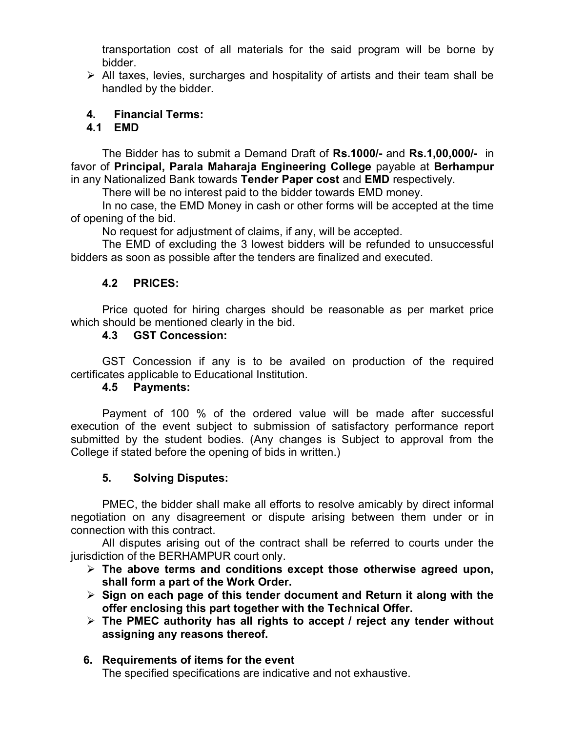transportation cost of all materials for the said program will be borne by bidder.

- All taxes, levies, surcharges and hospitality of artists and their team shall be handled by the bidder.

## 4. Financial Terms:

### 4.1 EMD

The Bidder has to submit a Demand Draft of **Rs.1000/-** and **Rs.1,00,000/-** in favor of **Principal, Parala Maharaja Engineering College** payable at **Berhampur** in any Nationalized Bank towards **Tender Paper cost** and **EMD** respectively.

There will be no interest paid to the bidder towards EMD money.

In no case, the EMD Money in cash or other forms will be accepted at the time of opening of the bid.

No request for adjustment of claims, if any, will be accepted.

The EMD of excluding the 3 lowest bidders will be refunded to unsuccessful bidders as soon as possible after the tenders are finalized and executed.

### 4.2 PRICES:

Price quoted for hiring charges should be reasonable as per market price which should be mentioned clearly in the bid.

### 4.3 GST Concession:

GST Concession if any is to be availed on production of the required certificates applicable to Educational Institution.

### 4.5 Payments:

Payment of 100 % of the ordered value will be made after successful execution of the event subject to submission of satisfactory performance report submitted by the student bodies. (Any changes is Subject to approval from the College if stated before the opening of bids in written.)

## 5. Solving Disputes:

PMEC, the bidder shall make all efforts to resolve amicably by direct informal negotiation on any disagreement or dispute arising between them under or in connection with this contract.

All disputes arising out of the contract shall be referred to courts under the jurisdiction of the BERHAMPUR court only.

- **The above terms and conditions except those otherwise agreed upon, shall form a part of the Work Order.**
- **Sign on each page of this tender document and Return it along with the offer enclosing this part together with the Technical Offer.**
- **The PMEC authority has all rights to accept / reject any tender without assigning any reasons thereof.**

## 6. Requirements of items for the event

The specified specifications are indicative and not exhaustive.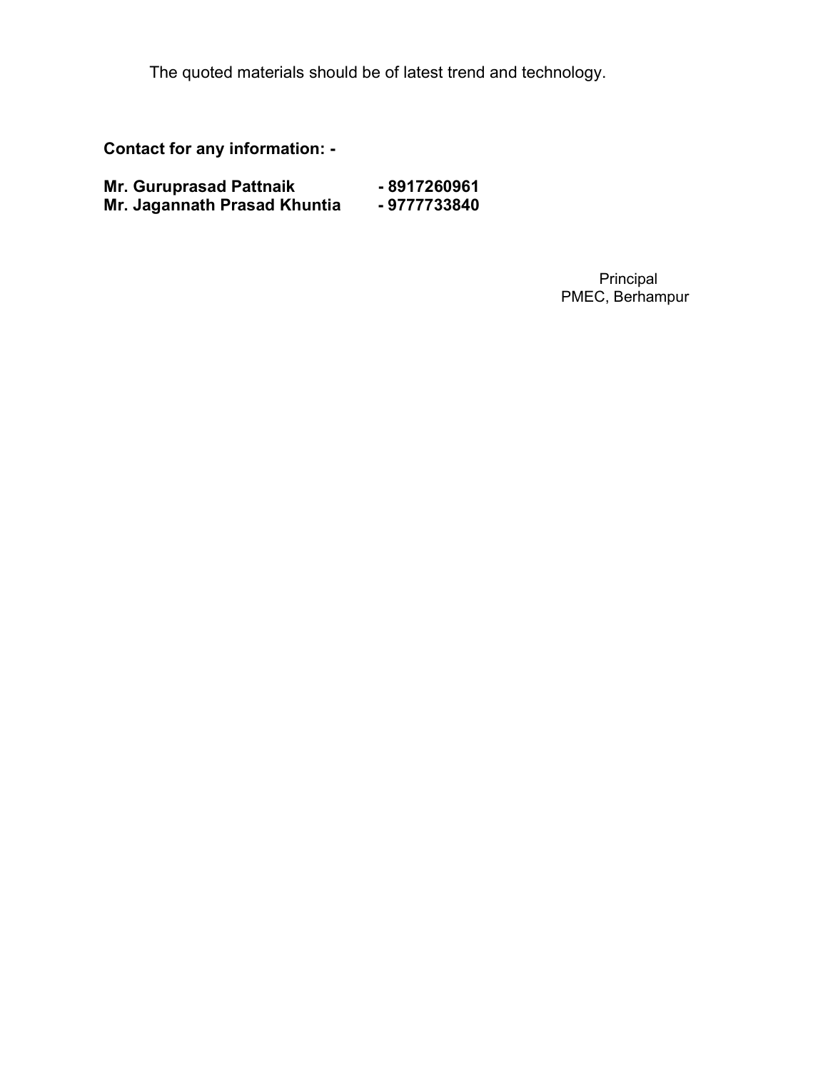The quoted materials should be of latest trend and technology.

**Contact for any information: -**

**Mr. Guruprasad Pattnaik - 8917260961**
**Mr. Jagannath Prasad Khuntia - 9777733840**

Principal
PMEC, Berhampur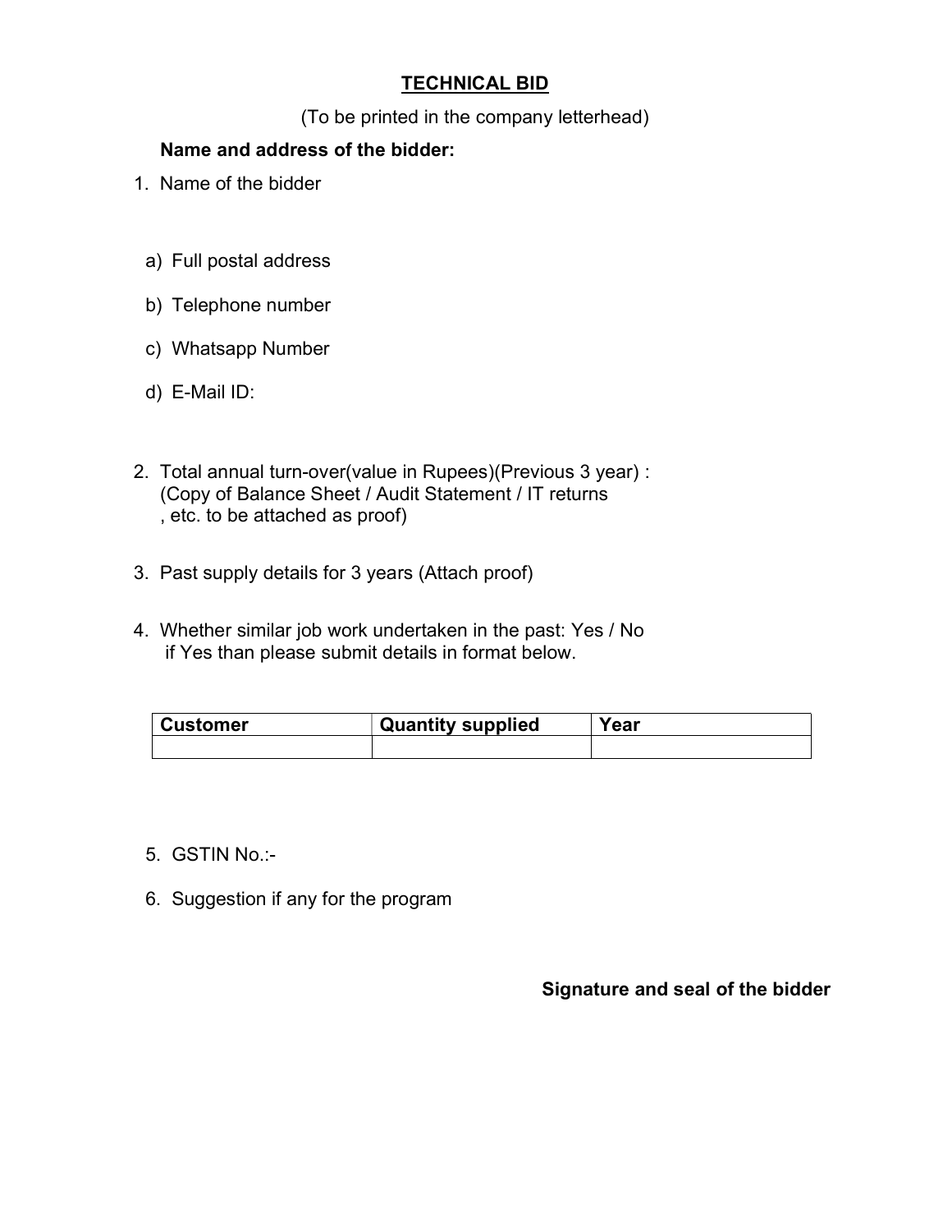## TECHNICAL BID

(To be printed in the company letterhead)

**Name and address of the bidder:**

1. Name of the bidder

   a) Full postal address

   b) Telephone number

   c) Whatsapp Number

   d) E-Mail ID:

2. Total annual turn-over(value in Rupees)(Previous 3 year) :
   (Copy of Balance Sheet / Audit Statement / IT returns
   , etc. to be attached as proof)

3. Past supply details for 3 years (Attach proof)

4. Whether similar job work undertaken in the past: Yes / No
   if Yes than please submit details in format below.

| Customer | Quantity supplied | Year |
|---|---|---|
| | | |

5. GSTIN No.:-

6. Suggestion if any for the program

**Signature and seal of the bidder**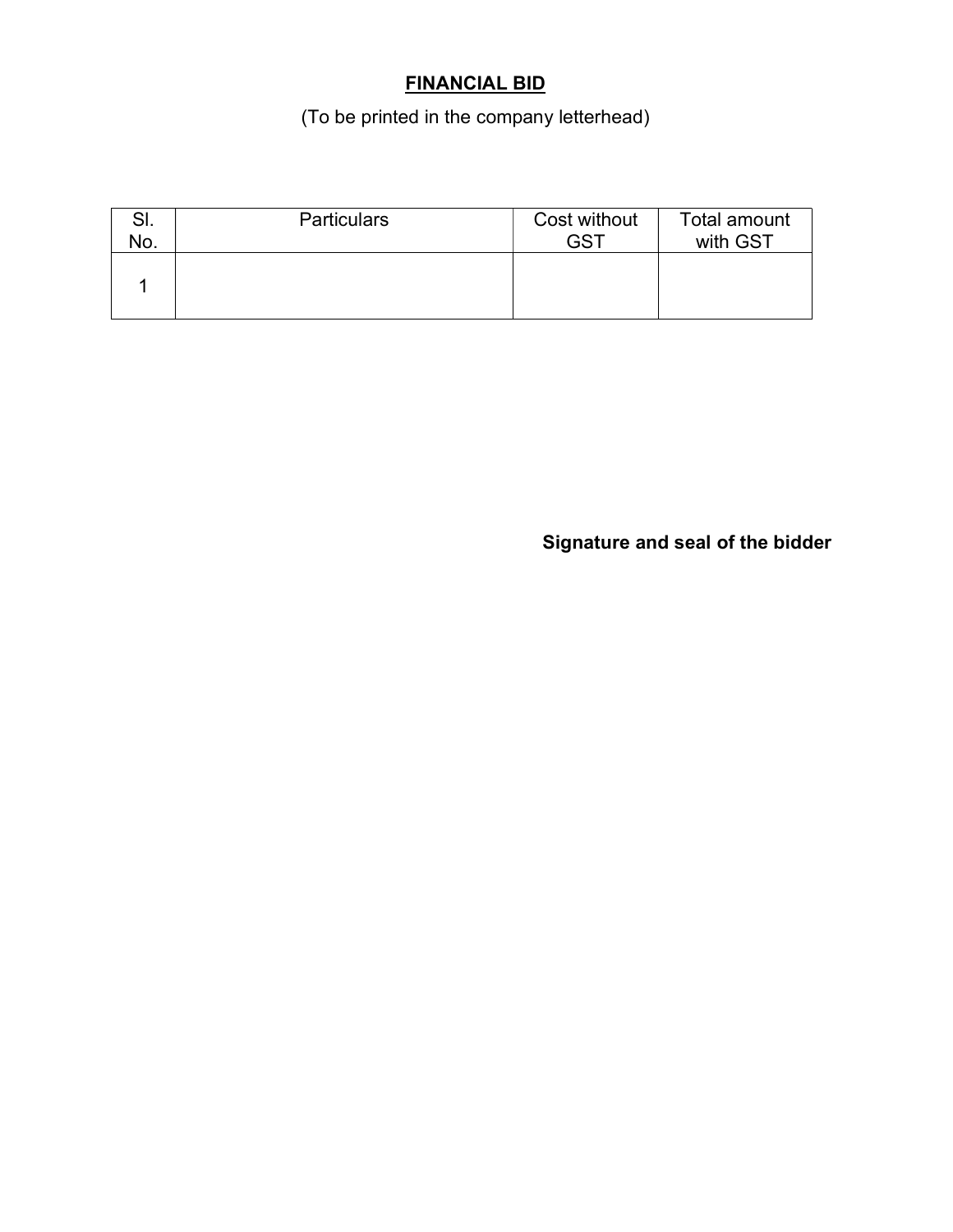## **FINANCIAL BID**

(To be printed in the company letterhead)

| Sl. No. | Particulars | Cost without GST | Total amount with GST |
|---|---|---|---|
| 1 | | | |

**Signature and seal of the bidder**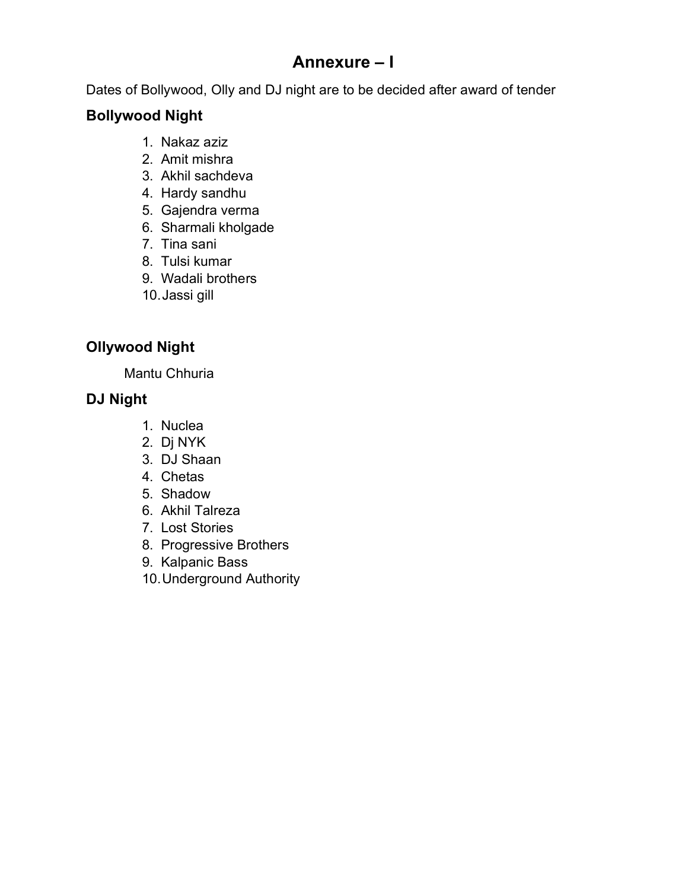# Annexure – I

Dates of Bollywood, Olly and DJ night are to be decided after award of tender

## Bollywood Night

1. Nakaz aziz
2. Amit mishra
3. Akhil sachdeva
4. Hardy sandhu
5. Gajendra verma
6. Sharmali kholgade
7. Tina sani
8. Tulsi kumar
9. Wadali brothers
10. Jassi gill

## Ollywood Night

Mantu Chhuria

## DJ Night

1. Nuclea
2. Dj NYK
3. DJ Shaan
4. Chetas
5. Shadow
6. Akhil Talreza
7. Lost Stories
8. Progressive Brothers
9. Kalpanic Bass
10. Underground Authority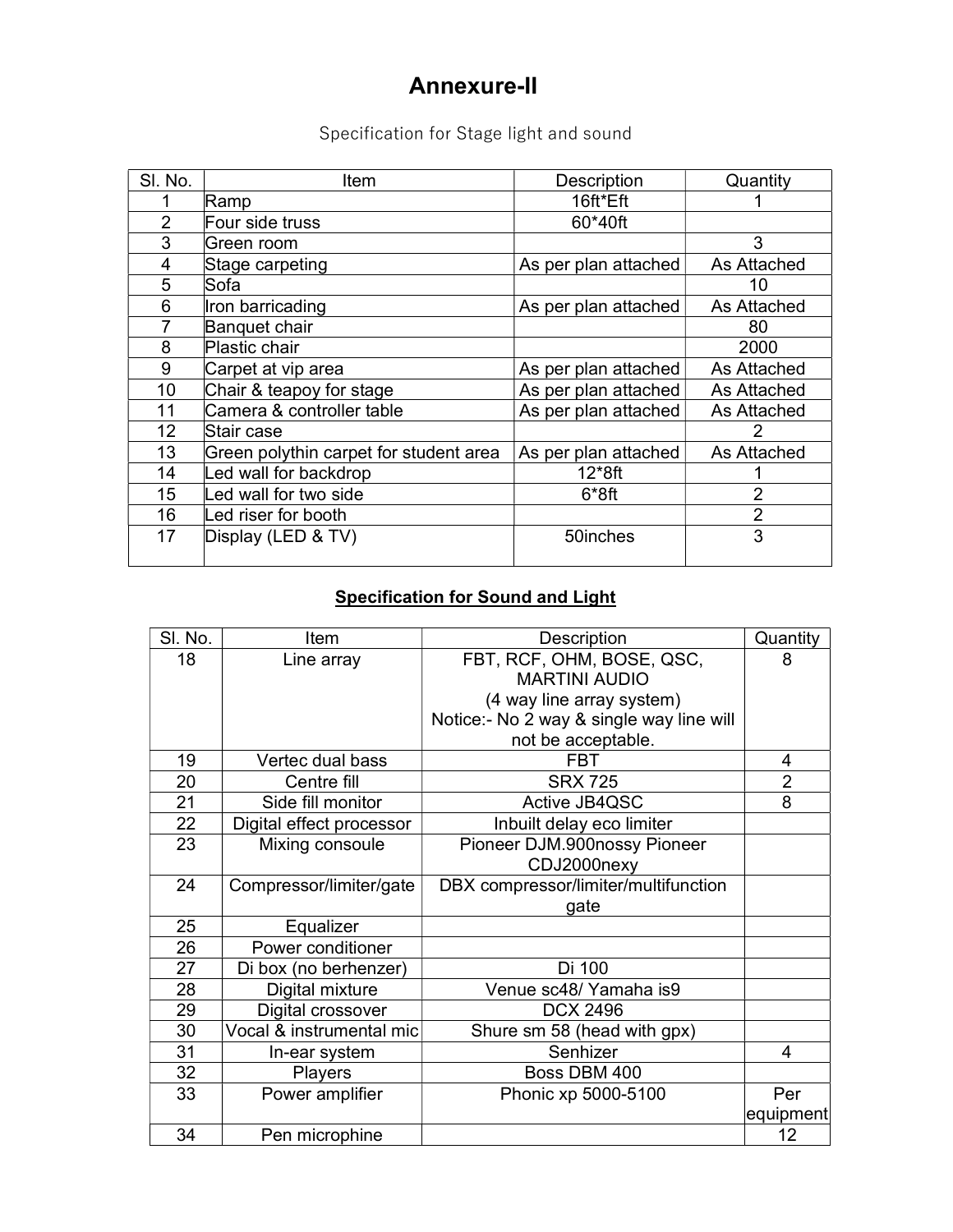# Annexure-II

Specification for Stage light and sound

| Sl. No. | Item | Description | Quantity |
|---|---|---|---|
| 1 | Ramp | 16ft*Eft | 1 |
| 2 | Four side truss | 60*40ft | |
| 3 | Green room | | 3 |
| 4 | Stage carpeting | As per plan attached | As Attached |
| 5 | Sofa | | 10 |
| 6 | Iron barricading | As per plan attached | As Attached |
| 7 | Banquet chair | | 80 |
| 8 | Plastic chair | | 2000 |
| 9 | Carpet at vip area | As per plan attached | As Attached |
| 10 | Chair & teapoy for stage | As per plan attached | As Attached |
| 11 | Camera & controller table | As per plan attached | As Attached |
| 12 | Stair case | | 2 |
| 13 | Green polythin carpet for student area | As per plan attached | As Attached |
| 14 | Led wall for backdrop | 12*8ft | 1 |
| 15 | Led wall for two side | 6*8ft | 2 |
| 16 | Led riser for booth | | 2 |
| 17 | Display (LED & TV) | 50inches | 3 |

## Specification for Sound and Light

| Sl. No. | Item | Description | Quantity |
|---|---|---|---|
| 18 | Line array | FBT, RCF, OHM, BOSE, QSC, MARTINI AUDIO (4 way line array system) Notice:- No 2 way & single way line will not be acceptable. | 8 |
| 19 | Vertec dual bass | FBT | 4 |
| 20 | Centre fill | SRX 725 | 2 |
| 21 | Side fill monitor | Active JB4QSC | 8 |
| 22 | Digital effect processor | Inbuilt delay eco limiter | |
| 23 | Mixing consoule | Pioneer DJM.900nossy Pioneer CDJ2000nexy | |
| 24 | Compressor/limiter/gate | DBX compressor/limiter/multifunction gate | |
| 25 | Equalizer | | |
| 26 | Power conditioner | | |
| 27 | Di box (no berhenzer) | Di 100 | |
| 28 | Digital mixture | Venue sc48/ Yamaha is9 | |
| 29 | Digital crossover | DCX 2496 | |
| 30 | Vocal & instrumental mic | Shure sm 58 (head with gpx) | |
| 31 | In-ear system | Senhizer | 4 |
| 32 | Players | Boss DBM 400 | |
| 33 | Power amplifier | Phonic xp 5000-5100 | Per equipment |
| 34 | Pen microphine | | 12 |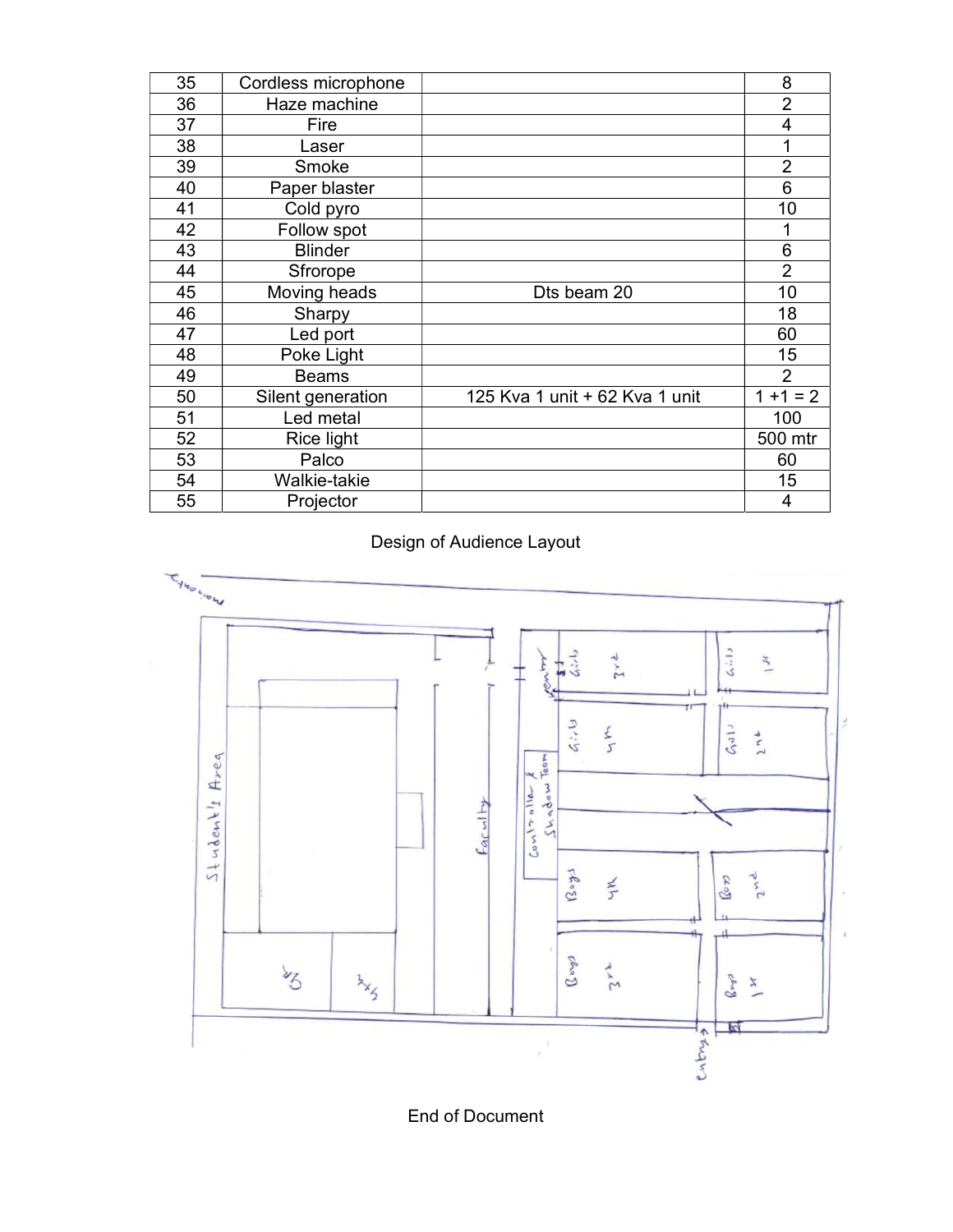| | | | |
|---|---|---|---|
| 35 | Cordless microphone | | 8 |
| 36 | Haze machine | | 2 |
| 37 | Fire | | 4 |
| 38 | Laser | | 1 |
| 39 | Smoke | | 2 |
| 40 | Paper blaster | | 6 |
| 41 | Cold pyro | | 10 |
| 42 | Follow spot | | 1 |
| 43 | Blinder | | 6 |
| 44 | Sfrorope | | 2 |
| 45 | Moving heads | Dts beam 20 | 10 |
| 46 | Sharpy | | 18 |
| 47 | Led port | | 60 |
| 48 | Poke Light | | 15 |
| 49 | Beams | | 2 |
| 50 | Silent generation | 125 Kva 1 unit + 62 Kva 1 unit | 1 +1 = 2 |
| 51 | Led metal | | 100 |
| 52 | Rice light | | 500 mtr |
| 53 | Palco | | 60 |
| 54 | Walkie-takie | | 15 |
| 55 | Projector | | 4 |

Design of Audience Layout

Entrance

Student's Area

Faculty

Controller & Shadow Team

Girls 3rd

Girls 1st

Girls 4th

Girls 2nd

Boys 4th

Boys 2nd

Boys 3rd

Boys 1st

Entry

End of Document